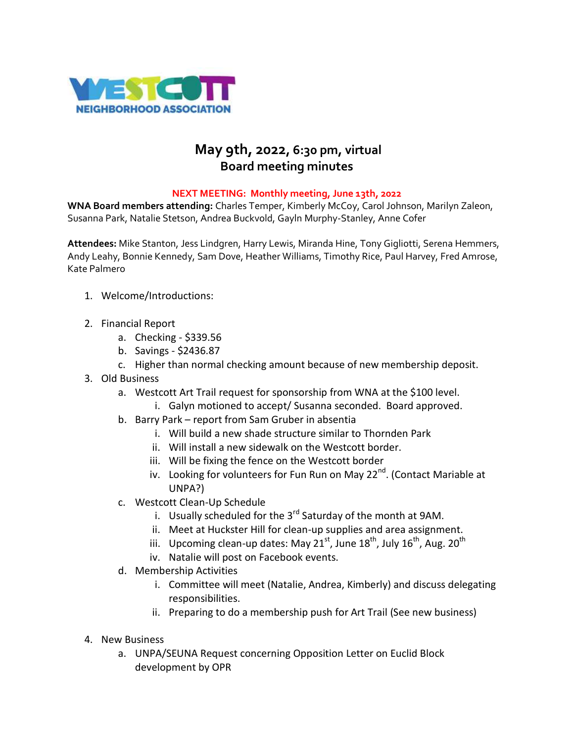WESTCOTT NEIGHBORHOOD ASSOCIATION

# May 9th, 2022, 6:30 pm, virtual
## Board meeting minutes

**NEXT MEETING: Monthly meeting, June 13th, 2022**

**WNA Board members attending:** Charles Temper, Kimberly McCoy, Carol Johnson, Marilyn Zaleon, Susanna Park, Natalie Stetson, Andrea Buckvold, Gayln Murphy-Stanley, Anne Cofer

**Attendees:** Mike Stanton, Jess Lindgren, Harry Lewis, Miranda Hine, Tony Gigliotti, Serena Hemmers, Andy Leahy, Bonnie Kennedy, Sam Dove, Heather Williams, Timothy Rice, Paul Harvey, Fred Amrose, Kate Palmero

1. Welcome/Introductions:

2. Financial Report
   a. Checking - $339.56
   b. Savings - $2436.87
   c. Higher than normal checking amount because of new membership deposit.
3. Old Business
   a. Westcott Art Trail request for sponsorship from WNA at the $100 level.
      i. Galyn motioned to accept/ Susanna seconded. Board approved.
   b. Barry Park – report from Sam Gruber in absentia
      i. Will build a new shade structure similar to Thornden Park
      ii. Will install a new sidewalk on the Westcott border.
      iii. Will be fixing the fence on the Westcott border
      iv. Looking for volunteers for Fun Run on May 22nd. (Contact Mariable at UNPA?)
   c. Westcott Clean-Up Schedule
      i. Usually scheduled for the 3rd Saturday of the month at 9AM.
      ii. Meet at Huckster Hill for clean-up supplies and area assignment.
      iii. Upcoming clean-up dates: May 21st, June 18th, July 16th, Aug. 20th
      iv. Natalie will post on Facebook events.
   d. Membership Activities
      i. Committee will meet (Natalie, Andrea, Kimberly) and discuss delegating responsibilities.
      ii. Preparing to do a membership push for Art Trail (See new business)

4. New Business
   a. UNPA/SEUNA Request concerning Opposition Letter on Euclid Block development by OPR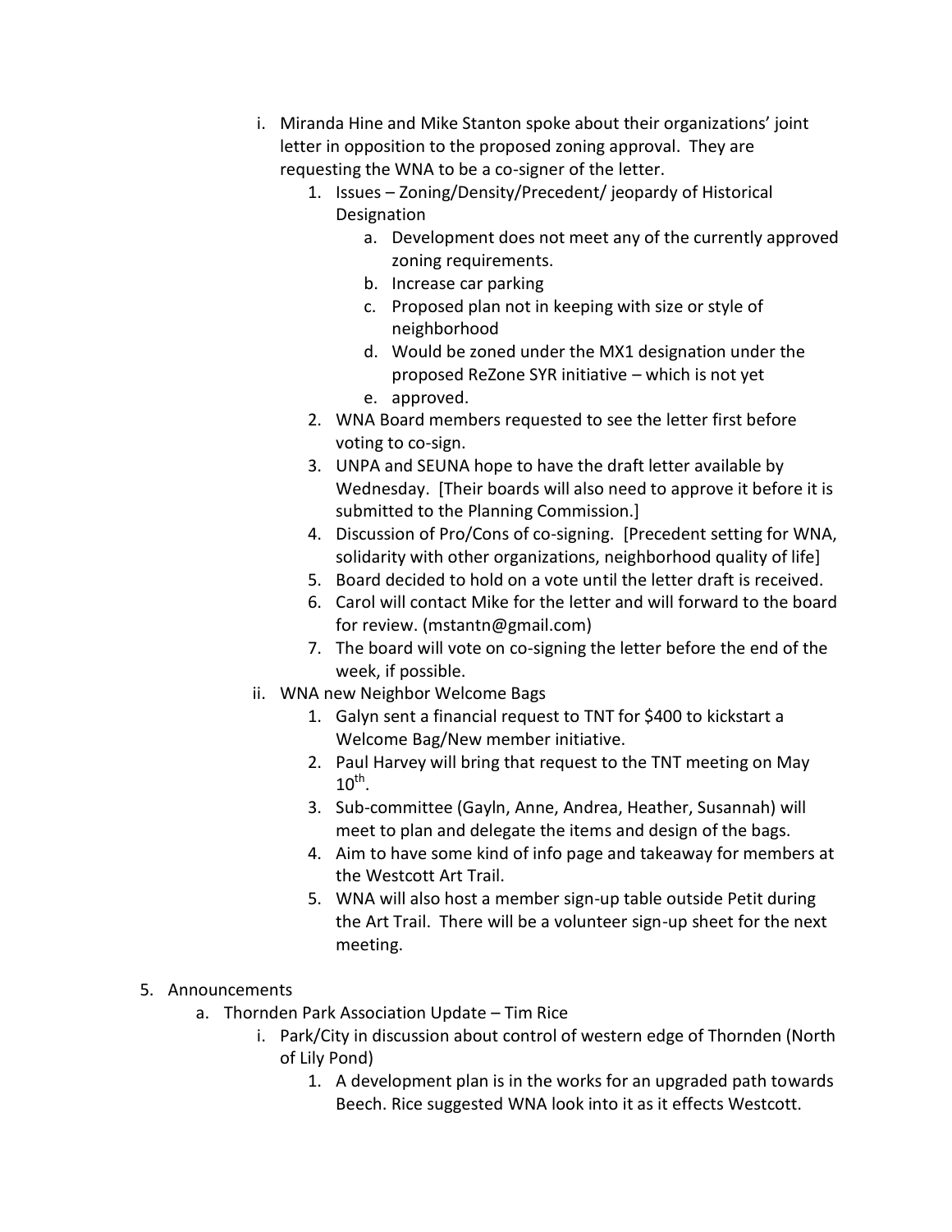i. Miranda Hine and Mike Stanton spoke about their organizations' joint letter in opposition to the proposed zoning approval. They are requesting the WNA to be a co-signer of the letter.
    1. Issues – Zoning/Density/Precedent/ jeopardy of Historical Designation
        a. Development does not meet any of the currently approved zoning requirements.
        b. Increase car parking
        c. Proposed plan not in keeping with size or style of neighborhood
        d. Would be zoned under the MX1 designation under the proposed ReZone SYR initiative – which is not yet
        e. approved.
    2. WNA Board members requested to see the letter first before voting to co-sign.
    3. UNPA and SEUNA hope to have the draft letter available by Wednesday. [Their boards will also need to approve it before it is submitted to the Planning Commission.]
    4. Discussion of Pro/Cons of co-signing. [Precedent setting for WNA, solidarity with other organizations, neighborhood quality of life]
    5. Board decided to hold on a vote until the letter draft is received.
    6. Carol will contact Mike for the letter and will forward to the board for review. (mstantn@gmail.com)
    7. The board will vote on co-signing the letter before the end of the week, if possible.

ii. WNA new Neighbor Welcome Bags
    1. Galyn sent a financial request to TNT for $400 to kickstart a Welcome Bag/New member initiative.
    2. Paul Harvey will bring that request to the TNT meeting on May 10th.
    3. Sub-committee (Gayln, Anne, Andrea, Heather, Susannah) will meet to plan and delegate the items and design of the bags.
    4. Aim to have some kind of info page and takeaway for members at the Westcott Art Trail.
    5. WNA will also host a member sign-up table outside Petit during the Art Trail. There will be a volunteer sign-up sheet for the next meeting.

5. Announcements
    a. Thornden Park Association Update – Tim Rice
        i. Park/City in discussion about control of western edge of Thornden (North of Lily Pond)
            1. A development plan is in the works for an upgraded path towards Beech. Rice suggested WNA look into it as it effects Westcott.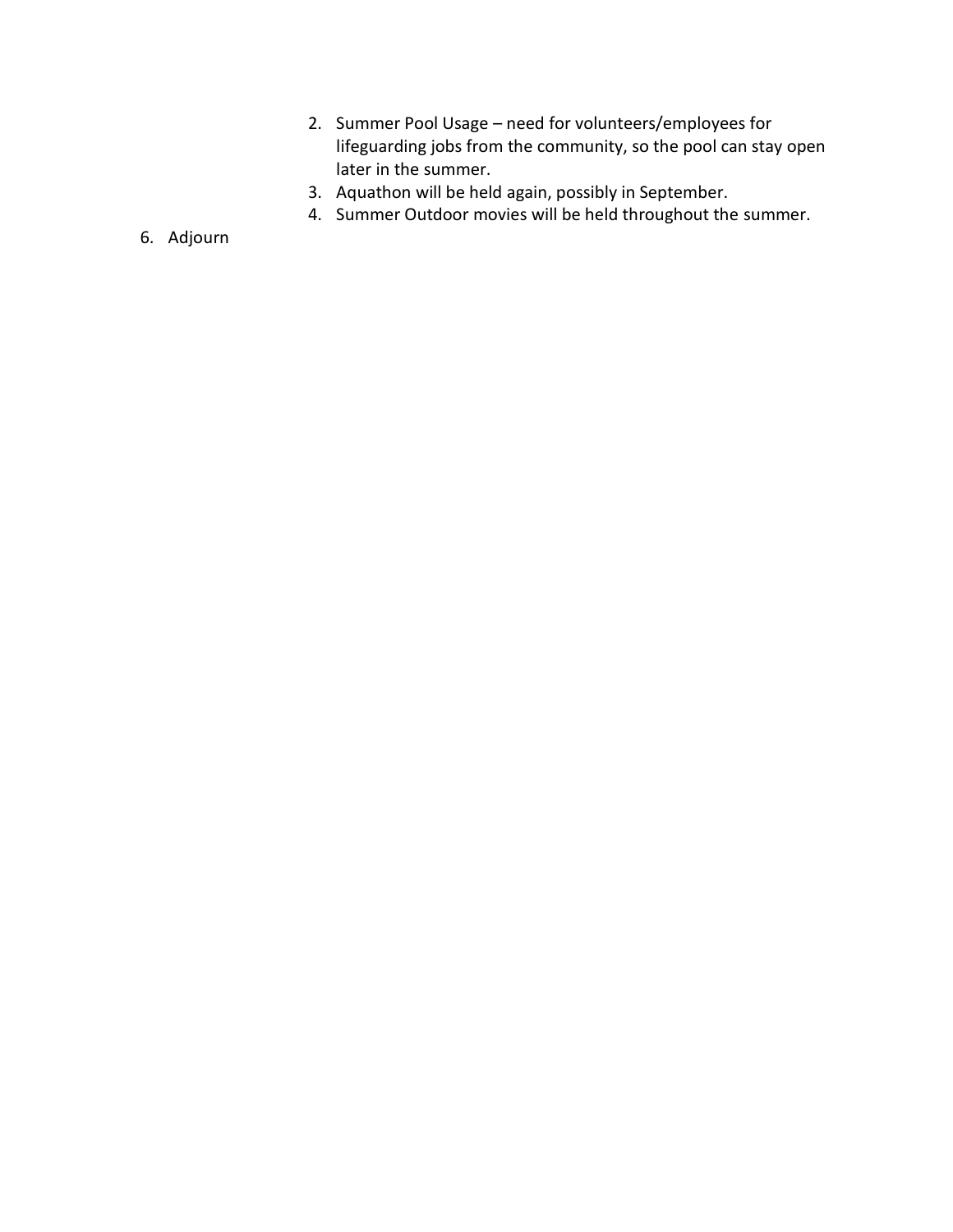2. Summer Pool Usage – need for volunteers/employees for lifeguarding jobs from the community, so the pool can stay open later in the summer.
3. Aquathon will be held again, possibly in September.
4. Summer Outdoor movies will be held throughout the summer.

6. Adjourn